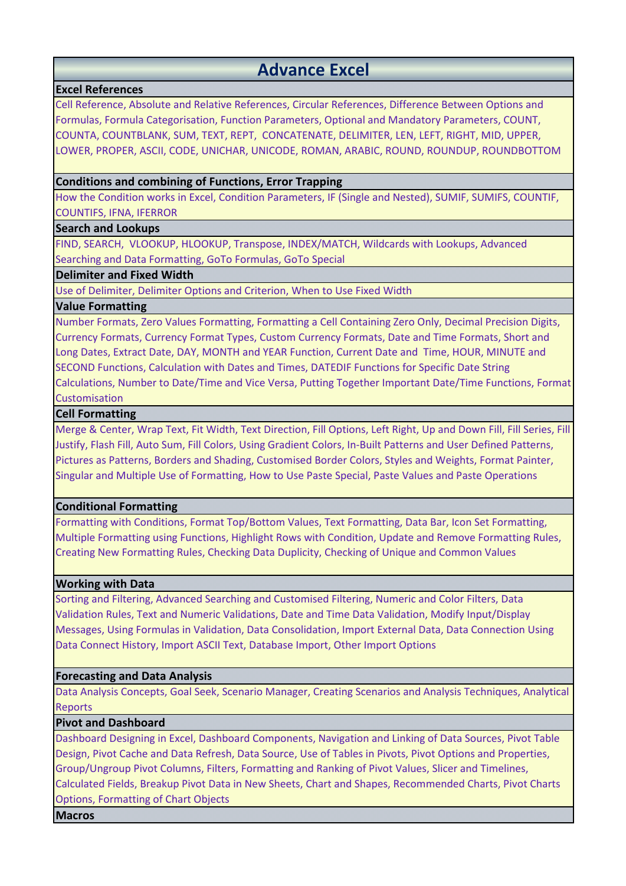# Advance Excel

## Excel References

Cell Reference, Absolute and Relative References, Circular References, Difference Between Options and Formulas, Formula Categorisation, Function Parameters, Optional and Mandatory Parameters, COUNT, COUNTA, COUNTBLANK, SUM, TEXT, REPT, CONCATENATE, DELIMITER, LEN, LEFT, RIGHT, MID, UPPER, LOWER, PROPER, ASCII, CODE, UNICHAR, UNICODE, ROMAN, ARABIC, ROUND, ROUNDUP, ROUNDBOTTOM

## Conditions and combining of Functions, Error Trapping

How the Condition works in Excel, Condition Parameters, IF (Single and Nested), SUMIF, SUMIFS, COUNTIF, COUNTIFS, IFNA, IFERROR

## Search and Lookups

FIND, SEARCH, VLOOKUP, HLOOKUP, Transpose, INDEX/MATCH, Wildcards with Lookups, Advanced Searching and Data Formatting, GoTo Formulas, GoTo Special

## Delimiter and Fixed Width

Use of Delimiter, Delimiter Options and Criterion, When to Use Fixed Width

## Value Formatting

Number Formats, Zero Values Formatting, Formatting a Cell Containing Zero Only, Decimal Precision Digits, Currency Formats, Currency Format Types, Custom Currency Formats, Date and Time Formats, Short and Long Dates, Extract Date, DAY, MONTH and YEAR Function, Current Date and Time, HOUR, MINUTE and SECOND Functions, Calculation with Dates and Times, DATEDIF Functions for Specific Date String Calculations, Number to Date/Time and Vice Versa, Putting Together Important Date/Time Functions, Format Customisation

## Cell Formatting

Merge & Center, Wrap Text, Fit Width, Text Direction, Fill Options, Left Right, Up and Down Fill, Fill Series, Fill Justify, Flash Fill, Auto Sum, Fill Colors, Using Gradient Colors, In-Built Patterns and User Defined Patterns, Pictures as Patterns, Borders and Shading, Customised Border Colors, Styles and Weights, Format Painter, Singular and Multiple Use of Formatting, How to Use Paste Special, Paste Values and Paste Operations

## Conditional Formatting

Formatting with Conditions, Format Top/Bottom Values, Text Formatting, Data Bar, Icon Set Formatting, Multiple Formatting using Functions, Highlight Rows with Condition, Update and Remove Formatting Rules, Creating New Formatting Rules, Checking Data Duplicity, Checking of Unique and Common Values

## Working with Data

Sorting and Filtering, Advanced Searching and Customised Filtering, Numeric and Color Filters, Data Validation Rules, Text and Numeric Validations, Date and Time Data Validation, Modify Input/Display Messages, Using Formulas in Validation, Data Consolidation, Import External Data, Data Connection Using Data Connect History, Import ASCII Text, Database Import, Other Import Options

## Forecasting and Data Analysis

Data Analysis Concepts, Goal Seek, Scenario Manager, Creating Scenarios and Analysis Techniques, Analytical Reports

## Pivot and Dashboard

Dashboard Designing in Excel, Dashboard Components, Navigation and Linking of Data Sources, Pivot Table Design, Pivot Cache and Data Refresh, Data Source, Use of Tables in Pivots, Pivot Options and Properties, Group/Ungroup Pivot Columns, Filters, Formatting and Ranking of Pivot Values, Slicer and Timelines, Calculated Fields, Breakup Pivot Data in New Sheets, Chart and Shapes, Recommended Charts, Pivot Charts Options, Formatting of Chart Objects

## Macros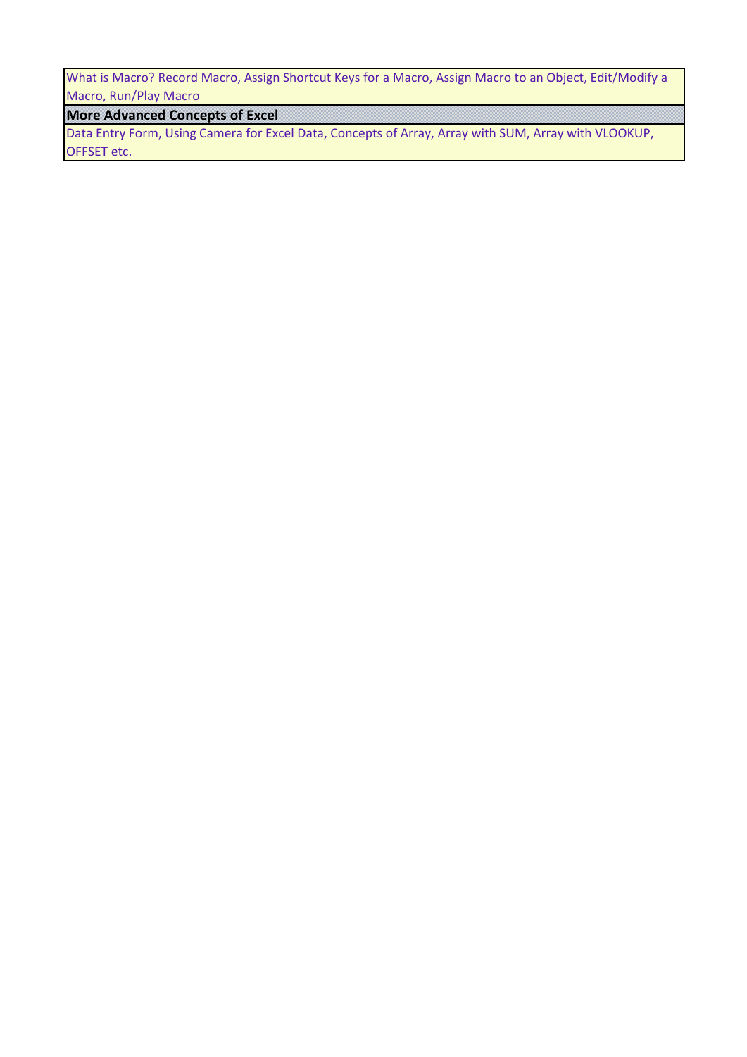What is Macro? Record Macro, Assign Shortcut Keys for a Macro, Assign Macro to an Object, Edit/Modify a Macro, Run/Play Macro

**More Advanced Concepts of Excel**

Data Entry Form, Using Camera for Excel Data, Concepts of Array, Array with SUM, Array with VLOOKUP, OFFSET etc.